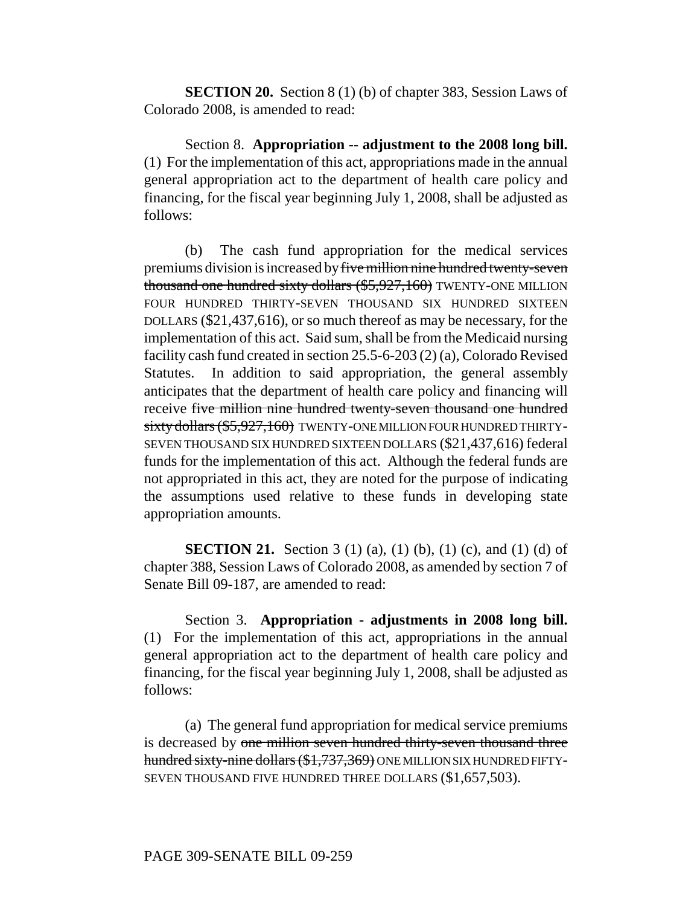**SECTION 20.** Section 8 (1) (b) of chapter 383, Session Laws of Colorado 2008, is amended to read:

Section 8. **Appropriation -- adjustment to the 2008 long bill.** (1) For the implementation of this act, appropriations made in the annual general appropriation act to the department of health care policy and financing, for the fiscal year beginning July 1, 2008, shall be adjusted as follows:

(b) The cash fund appropriation for the medical services premiums division is increased by ~~five million nine hundred twenty-seven thousand one hundred sixty dollars ($5,927,160)~~ TWENTY-ONE MILLION FOUR HUNDRED THIRTY-SEVEN THOUSAND SIX HUNDRED SIXTEEN DOLLARS ($21,437,616), or so much thereof as may be necessary, for the implementation of this act. Said sum, shall be from the Medicaid nursing facility cash fund created in section 25.5-6-203 (2) (a), Colorado Revised Statutes. In addition to said appropriation, the general assembly anticipates that the department of health care policy and financing will receive ~~five million nine hundred twenty-seven thousand one hundred sixty dollars ($5,927,160)~~ TWENTY-ONE MILLION FOUR HUNDRED THIRTY-SEVEN THOUSAND SIX HUNDRED SIXTEEN DOLLARS ($21,437,616) federal funds for the implementation of this act. Although the federal funds are not appropriated in this act, they are noted for the purpose of indicating the assumptions used relative to these funds in developing state appropriation amounts.

**SECTION 21.** Section 3 (1) (a), (1) (b), (1) (c), and (1) (d) of chapter 388, Session Laws of Colorado 2008, as amended by section 7 of Senate Bill 09-187, are amended to read:

Section 3. **Appropriation - adjustments in 2008 long bill.** (1) For the implementation of this act, appropriations in the annual general appropriation act to the department of health care policy and financing, for the fiscal year beginning July 1, 2008, shall be adjusted as follows:

(a) The general fund appropriation for medical service premiums is decreased by ~~one million seven hundred thirty-seven thousand three hundred sixty-nine dollars ($1,737,369)~~ ONE MILLION SIX HUNDRED FIFTY-SEVEN THOUSAND FIVE HUNDRED THREE DOLLARS ($1,657,503).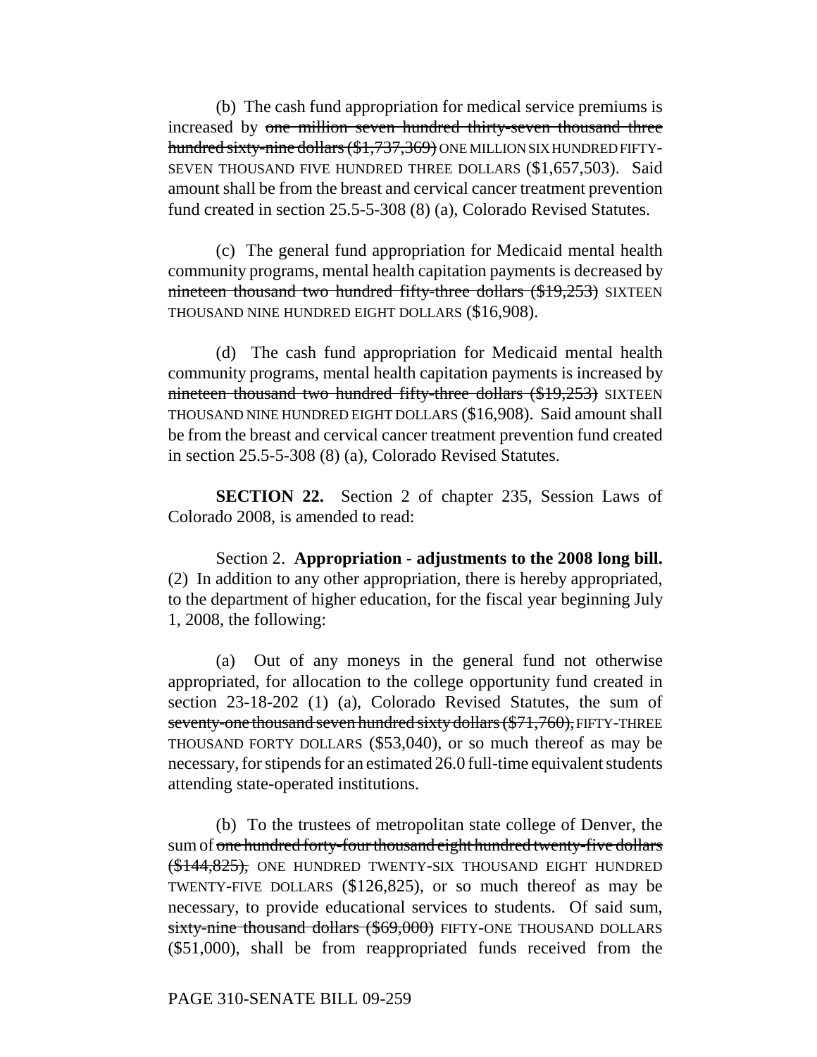(b) The cash fund appropriation for medical service premiums is increased by ~~one million seven hundred thirty-seven thousand three hundred sixty-nine dollars ($1,737,369)~~ ONE MILLION SIX HUNDRED FIFTY-SEVEN THOUSAND FIVE HUNDRED THREE DOLLARS ($1,657,503). Said amount shall be from the breast and cervical cancer treatment prevention fund created in section 25.5-5-308 (8) (a), Colorado Revised Statutes.

(c) The general fund appropriation for Medicaid mental health community programs, mental health capitation payments is decreased by ~~nineteen thousand two hundred fifty-three dollars ($19,253)~~ SIXTEEN THOUSAND NINE HUNDRED EIGHT DOLLARS ($16,908).

(d) The cash fund appropriation for Medicaid mental health community programs, mental health capitation payments is increased by ~~nineteen thousand two hundred fifty-three dollars ($19,253)~~ SIXTEEN THOUSAND NINE HUNDRED EIGHT DOLLARS ($16,908). Said amount shall be from the breast and cervical cancer treatment prevention fund created in section 25.5-5-308 (8) (a), Colorado Revised Statutes.

**SECTION 22.** Section 2 of chapter 235, Session Laws of Colorado 2008, is amended to read:

Section 2. **Appropriation - adjustments to the 2008 long bill.** (2) In addition to any other appropriation, there is hereby appropriated, to the department of higher education, for the fiscal year beginning July 1, 2008, the following:

(a) Out of any moneys in the general fund not otherwise appropriated, for allocation to the college opportunity fund created in section 23-18-202 (1) (a), Colorado Revised Statutes, the sum of ~~seventy-one thousand seven hundred sixty dollars ($71,760),~~ FIFTY-THREE THOUSAND FORTY DOLLARS ($53,040), or so much thereof as may be necessary, for stipends for an estimated 26.0 full-time equivalent students attending state-operated institutions.

(b) To the trustees of metropolitan state college of Denver, the sum of ~~one hundred forty-four thousand eight hundred twenty-five dollars ($144,825),~~ ONE HUNDRED TWENTY-SIX THOUSAND EIGHT HUNDRED TWENTY-FIVE DOLLARS ($126,825), or so much thereof as may be necessary, to provide educational services to students. Of said sum, ~~sixty-nine thousand dollars ($69,000)~~ FIFTY-ONE THOUSAND DOLLARS ($51,000), shall be from reappropriated funds received from the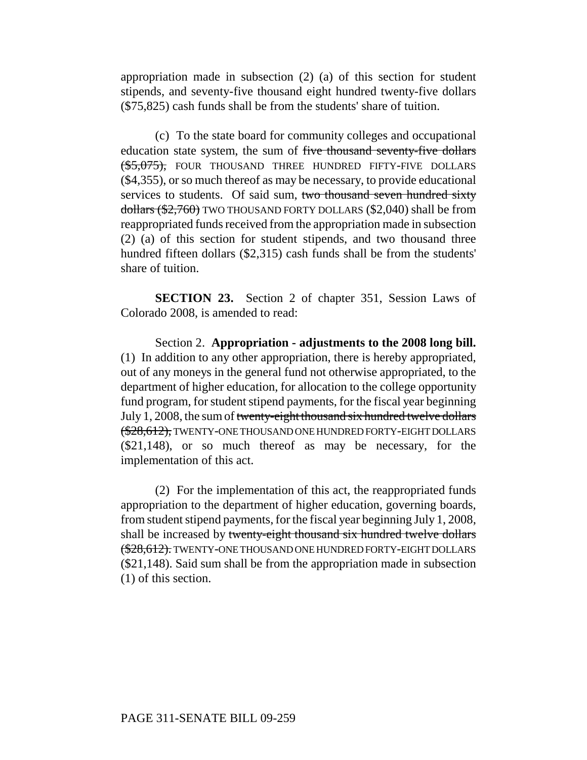appropriation made in subsection (2) (a) of this section for student stipends, and seventy-five thousand eight hundred twenty-five dollars ($75,825) cash funds shall be from the students' share of tuition.

(c) To the state board for community colleges and occupational education state system, the sum of ~~five thousand seventy-five dollars ($5,075),~~ FOUR THOUSAND THREE HUNDRED FIFTY-FIVE DOLLARS ($4,355), or so much thereof as may be necessary, to provide educational services to students. Of said sum, ~~two thousand seven hundred sixty dollars ($2,760)~~ TWO THOUSAND FORTY DOLLARS ($2,040) shall be from reappropriated funds received from the appropriation made in subsection (2) (a) of this section for student stipends, and two thousand three hundred fifteen dollars ($2,315) cash funds shall be from the students' share of tuition.

**SECTION 23.** Section 2 of chapter 351, Session Laws of Colorado 2008, is amended to read:

Section 2. **Appropriation - adjustments to the 2008 long bill.** (1) In addition to any other appropriation, there is hereby appropriated, out of any moneys in the general fund not otherwise appropriated, to the department of higher education, for allocation to the college opportunity fund program, for student stipend payments, for the fiscal year beginning July 1, 2008, the sum of ~~twenty-eight thousand six hundred twelve dollars ($28,612),~~ TWENTY-ONE THOUSAND ONE HUNDRED FORTY-EIGHT DOLLARS ($21,148), or so much thereof as may be necessary, for the implementation of this act.

(2) For the implementation of this act, the reappropriated funds appropriation to the department of higher education, governing boards, from student stipend payments, for the fiscal year beginning July 1, 2008, shall be increased by ~~twenty-eight thousand six hundred twelve dollars ($28,612).~~ TWENTY-ONE THOUSAND ONE HUNDRED FORTY-EIGHT DOLLARS ($21,148). Said sum shall be from the appropriation made in subsection (1) of this section.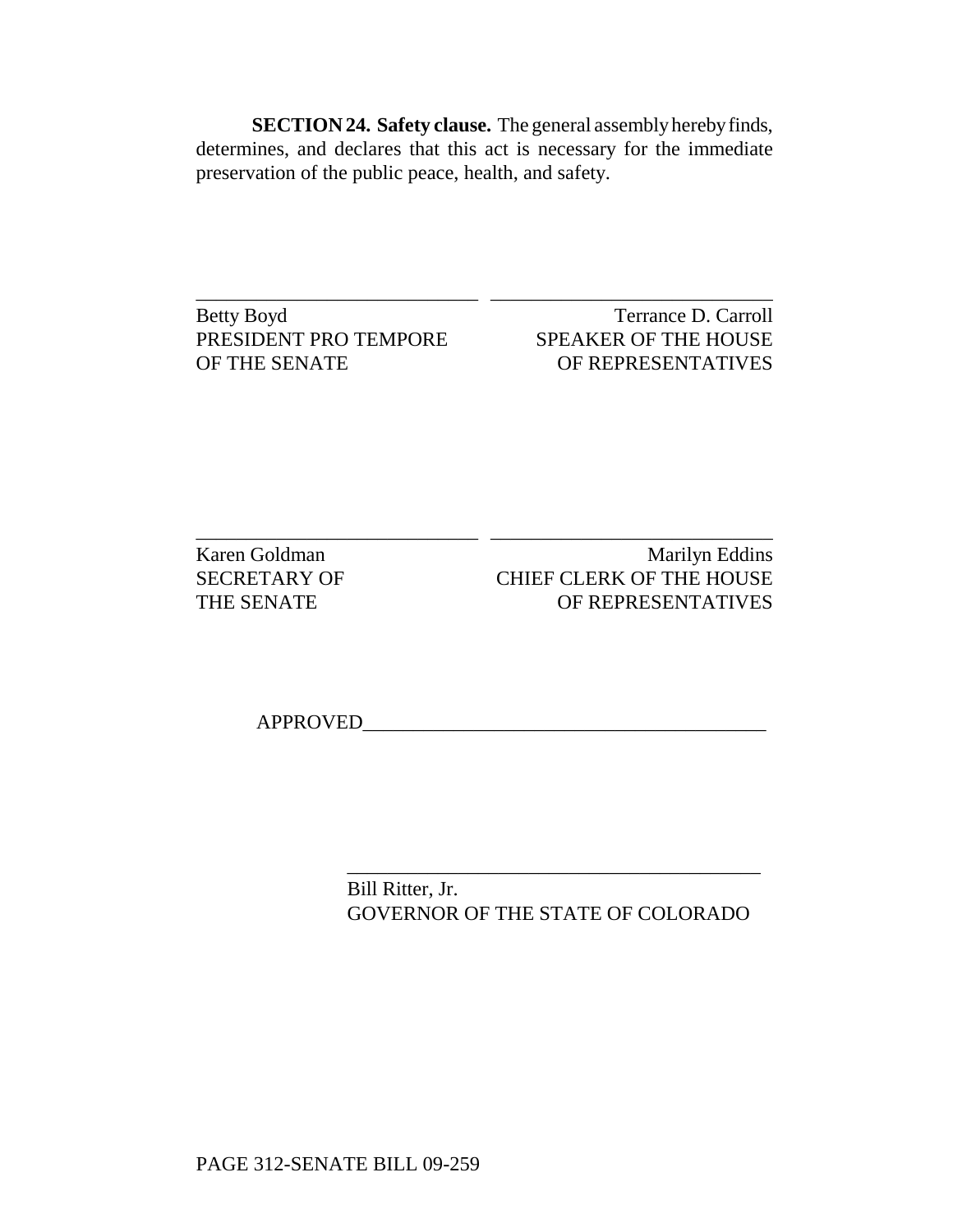**SECTION 24. Safety clause.** The general assembly hereby finds, determines, and declares that this act is necessary for the immediate preservation of the public peace, health, and safety.

| | |
|---|---|
| ____________________________ | ____________________________ |
| Betty Boyd | Terrance D. Carroll |
| PRESIDENT PRO TEMPORE | SPEAKER OF THE HOUSE |
| OF THE SENATE | OF REPRESENTATIVES |

| | |
|---|---|
| ____________________________ | ____________________________ |
| Karen Goldman | Marilyn Eddins |
| SECRETARY OF | CHIEF CLERK OF THE HOUSE |
| THE SENATE | OF REPRESENTATIVES |

APPROVED________________________________________

_________________________________________

Bill Ritter, Jr.
GOVERNOR OF THE STATE OF COLORADO

PAGE 312-SENATE BILL 09-259